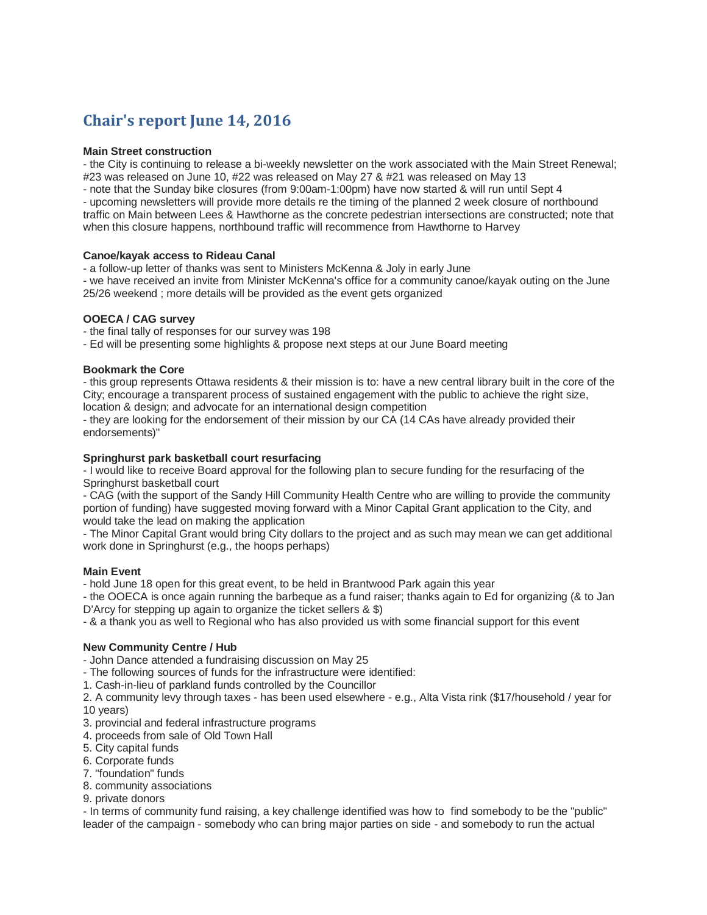# Chair's report June 14, 2016

**Main Street construction**

- the City is continuing to release a bi-weekly newsletter on the work associated with the Main Street Renewal; #23 was released on June 10, #22 was released on May 27 & #21 was released on May 13
- note that the Sunday bike closures (from 9:00am-1:00pm) have now started & will run until Sept 4
- upcoming newsletters will provide more details re the timing of the planned 2 week closure of northbound traffic on Main between Lees & Hawthorne as the concrete pedestrian intersections are constructed; note that when this closure happens, northbound traffic will recommence from Hawthorne to Harvey

**Canoe/kayak access to Rideau Canal**

- a follow-up letter of thanks was sent to Ministers McKenna & Joly in early June
- we have received an invite from Minister McKenna's office for a community canoe/kayak outing on the June 25/26 weekend ; more details will be provided as the event gets organized

**OOECA / CAG survey**

- the final tally of responses for our survey was 198
- Ed will be presenting some highlights & propose next steps at our June Board meeting

**Bookmark the Core**

- this group represents Ottawa residents & their mission is to: have a new central library built in the core of the City; encourage a transparent process of sustained engagement with the public to achieve the right size, location & design; and advocate for an international design competition
- they are looking for the endorsement of their mission by our CA (14 CAs have already provided their endorsements)"

**Springhurst park basketball court resurfacing**

- I would like to receive Board approval for the following plan to secure funding for the resurfacing of the Springhurst basketball court
- CAG (with the support of the Sandy Hill Community Health Centre who are willing to provide the community portion of funding) have suggested moving forward with a Minor Capital Grant application to the City, and would take the lead on making the application
- The Minor Capital Grant would bring City dollars to the project and as such may mean we can get additional work done in Springhurst (e.g., the hoops perhaps)

**Main Event**

- hold June 18 open for this great event, to be held in Brantwood Park again this year
- the OOECA is once again running the barbeque as a fund raiser; thanks again to Ed for organizing (& to Jan D'Arcy for stepping up again to organize the ticket sellers & $)
- & a thank you as well to Regional who has also provided us with some financial support for this event

**New Community Centre / Hub**

- John Dance attended a fundraising discussion on May 25
- The following sources of funds for the infrastructure were identified:

1. Cash-in-lieu of parkland funds controlled by the Councillor
2. A community levy through taxes - has been used elsewhere - e.g., Alta Vista rink ($17/household / year for 10 years)
3. provincial and federal infrastructure programs
4. proceeds from sale of Old Town Hall
5. City capital funds
6. Corporate funds
7. "foundation" funds
8. community associations
9. private donors

- In terms of community fund raising, a key challenge identified was how to find somebody to be the "public" leader of the campaign - somebody who can bring major parties on side - and somebody to run the actual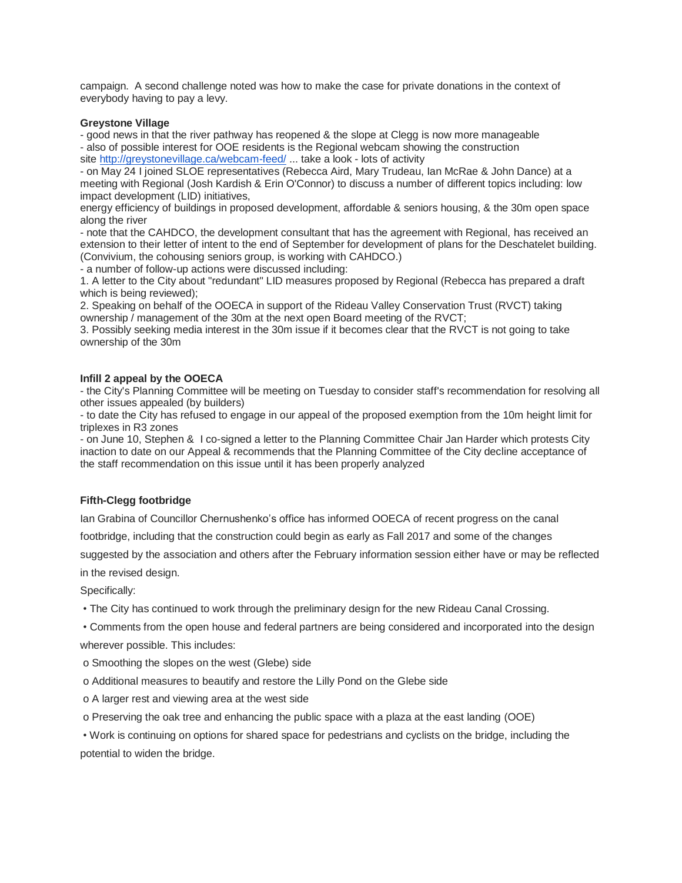campaign. A second challenge noted was how to make the case for private donations in the context of everybody having to pay a levy.

**Greystone Village**

- good news in that the river pathway has reopened & the slope at Clegg is now more manageable
- also of possible interest for OOE residents is the Regional webcam showing the construction site http://greystonevillage.ca/webcam-feed/ ... take a look - lots of activity
- on May 24 I joined SLOE representatives (Rebecca Aird, Mary Trudeau, Ian McRae & John Dance) at a meeting with Regional (Josh Kardish & Erin O'Connor) to discuss a number of different topics including: low impact development (LID) initiatives,
energy efficiency of buildings in proposed development, affordable & seniors housing, & the 30m open space along the river
- note that the CAHDCO, the development consultant that has the agreement with Regional, has received an extension to their letter of intent to the end of September for development of plans for the Deschatelet building. (Convivium, the cohousing seniors group, is working with CAHDCO.)
- a number of follow-up actions were discussed including:

1. A letter to the City about "redundant" LID measures proposed by Regional (Rebecca has prepared a draft which is being reviewed);
2. Speaking on behalf of the OOECA in support of the Rideau Valley Conservation Trust (RVCT) taking ownership / management of the 30m at the next open Board meeting of the RVCT;
3. Possibly seeking media interest in the 30m issue if it becomes clear that the RVCT is not going to take ownership of the 30m

**Infill 2 appeal by the OOECA**

- the City's Planning Committee will be meeting on Tuesday to consider staff's recommendation for resolving all other issues appealed (by builders)
- to date the City has refused to engage in our appeal of the proposed exemption from the 10m height limit for triplexes in R3 zones
- on June 10, Stephen & I co-signed a letter to the Planning Committee Chair Jan Harder which protests City inaction to date on our Appeal & recommends that the Planning Committee of the City decline acceptance of the staff recommendation on this issue until it has been properly analyzed

**Fifth-Clegg footbridge**

Ian Grabina of Councillor Chernushenko's office has informed OOECA of recent progress on the canal footbridge, including that the construction could begin as early as Fall 2017 and some of the changes suggested by the association and others after the February information session either have or may be reflected in the revised design.

Specifically:

- The City has continued to work through the preliminary design for the new Rideau Canal Crossing.
- Comments from the open house and federal partners are being considered and incorporated into the design wherever possible. This includes:
  - Smoothing the slopes on the west (Glebe) side
  - Additional measures to beautify and restore the Lilly Pond on the Glebe side
  - A larger rest and viewing area at the west side
  - Preserving the oak tree and enhancing the public space with a plaza at the east landing (OOE)
- Work is continuing on options for shared space for pedestrians and cyclists on the bridge, including the potential to widen the bridge.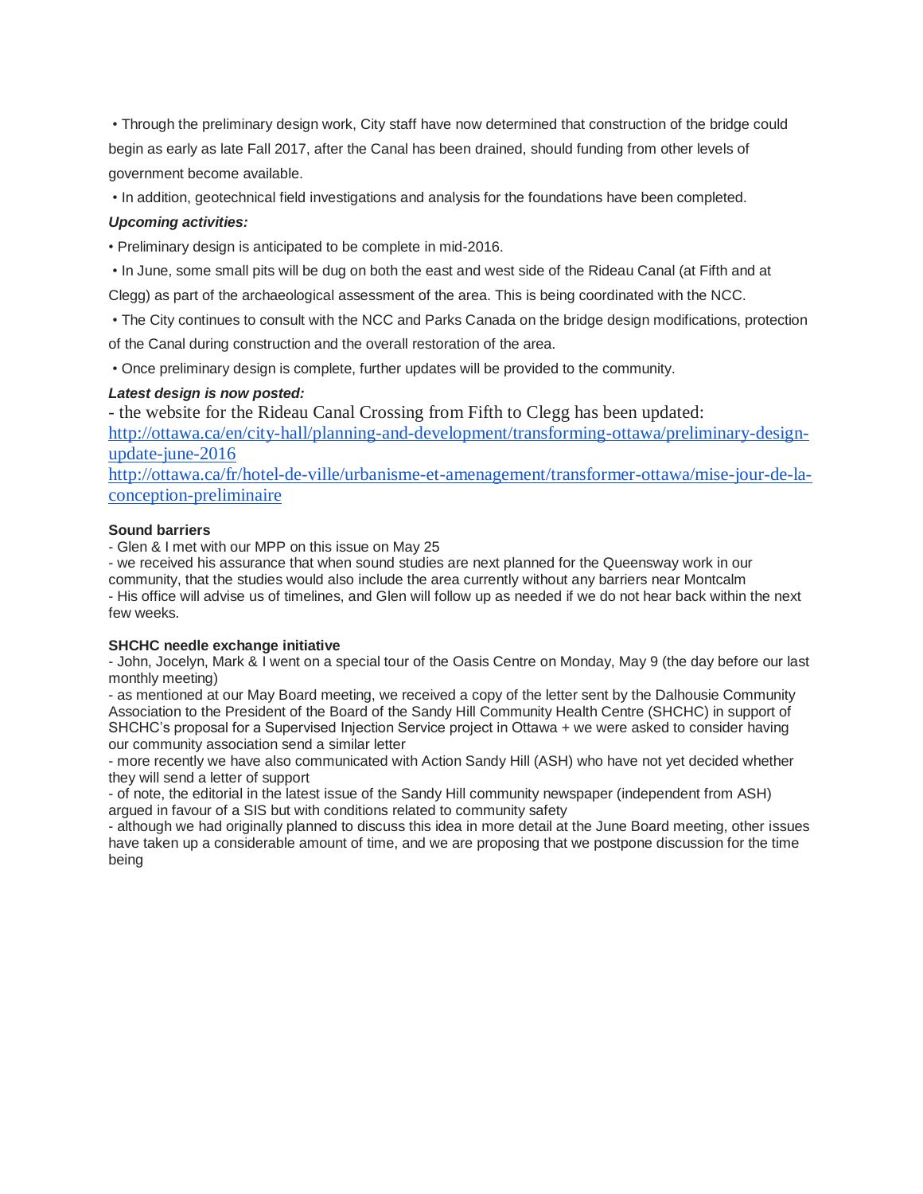• Through the preliminary design work, City staff have now determined that construction of the bridge could begin as early as late Fall 2017, after the Canal has been drained, should funding from other levels of government become available.

• In addition, geotechnical field investigations and analysis for the foundations have been completed.

***Upcoming activities:***

• Preliminary design is anticipated to be complete in mid-2016.

• In June, some small pits will be dug on both the east and west side of the Rideau Canal (at Fifth and at Clegg) as part of the archaeological assessment of the area. This is being coordinated with the NCC.

• The City continues to consult with the NCC and Parks Canada on the bridge design modifications, protection of the Canal during construction and the overall restoration of the area.

• Once preliminary design is complete, further updates will be provided to the community.

***Latest design is now posted:***

- the website for the Rideau Canal Crossing from Fifth to Clegg has been updated:
http://ottawa.ca/en/city-hall/planning-and-development/transforming-ottawa/preliminary-design-update-june-2016
http://ottawa.ca/fr/hotel-de-ville/urbanisme-et-amenagement/transformer-ottawa/mise-jour-de-la-conception-preliminaire

**Sound barriers**

- Glen & I met with our MPP on this issue on May 25
- we received his assurance that when sound studies are next planned for the Queensway work in our community, that the studies would also include the area currently without any barriers near Montcalm
- His office will advise us of timelines, and Glen will follow up as needed if we do not hear back within the next few weeks.

**SHCHC needle exchange initiative**

- John, Jocelyn, Mark & I went on a special tour of the Oasis Centre on Monday, May 9 (the day before our last monthly meeting)
- as mentioned at our May Board meeting, we received a copy of the letter sent by the Dalhousie Community Association to the President of the Board of the Sandy Hill Community Health Centre (SHCHC) in support of SHCHC's proposal for a Supervised Injection Service project in Ottawa + we were asked to consider having our community association send a similar letter
- more recently we have also communicated with Action Sandy Hill (ASH) who have not yet decided whether they will send a letter of support
- of note, the editorial in the latest issue of the Sandy Hill community newspaper (independent from ASH) argued in favour of a SIS but with conditions related to community safety
- although we had originally planned to discuss this idea in more detail at the June Board meeting, other issues have taken up a considerable amount of time, and we are proposing that we postpone discussion for the time being